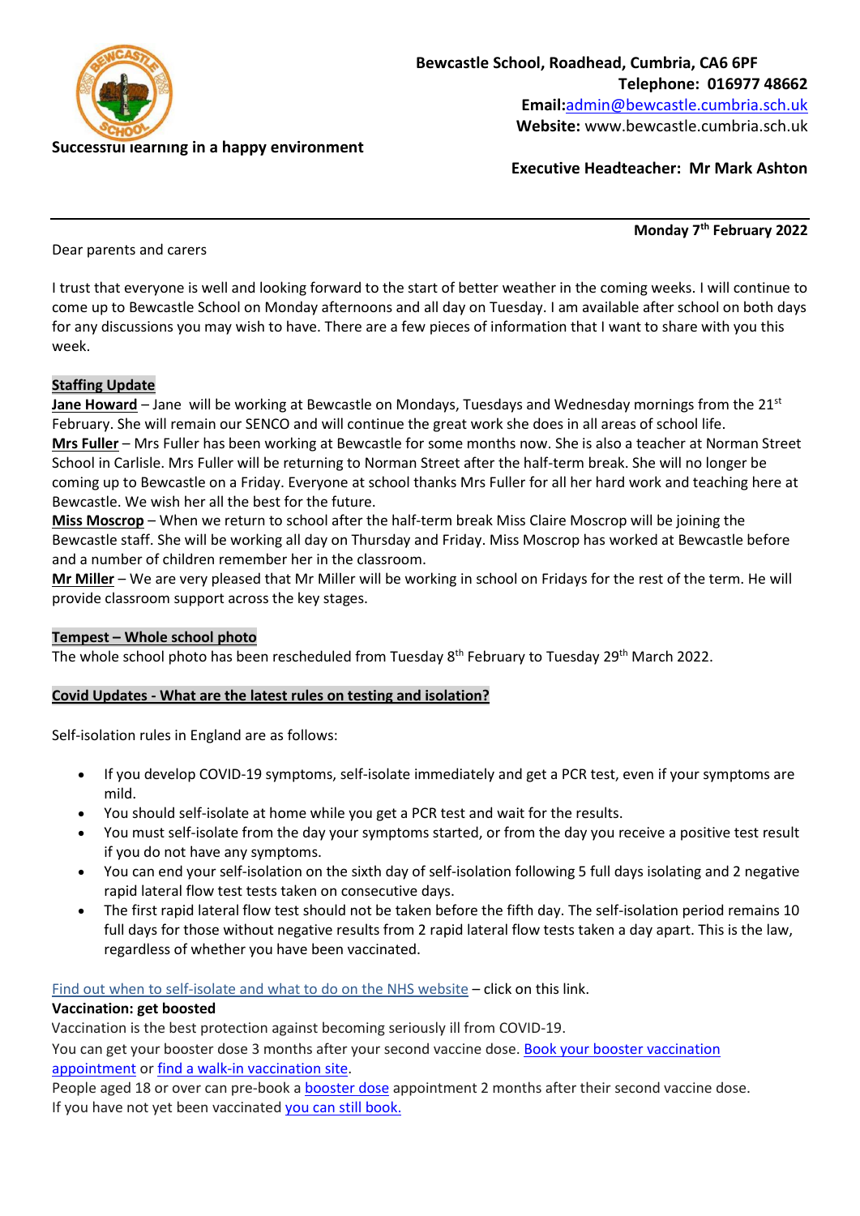Successful learning in a happy environment

**Bewcastle School, Roadhead, Cumbria, CA6 6PF**
**Telephone: 016977 48662**
**Email:**admin@bewcastle.cumbria.sch.uk
**Website:** www.bewcastle.cumbria.sch.uk

**Executive Headteacher: Mr Mark Ashton**

---

**Monday 7th February 2022**

Dear parents and carers

I trust that everyone is well and looking forward to the start of better weather in the coming weeks. I will continue to come up to Bewcastle School on Monday afternoons and all day on Tuesday. I am available after school on both days for any discussions you may wish to have. There are a few pieces of information that I want to share with you this week.

**Staffing Update**

**Jane Howard** – Jane will be working at Bewcastle on Mondays, Tuesdays and Wednesday mornings from the 21st February. She will remain our SENCO and will continue the great work she does in all areas of school life.

**Mrs Fuller** – Mrs Fuller has been working at Bewcastle for some months now. She is also a teacher at Norman Street School in Carlisle. Mrs Fuller will be returning to Norman Street after the half-term break. She will no longer be coming up to Bewcastle on a Friday. Everyone at school thanks Mrs Fuller for all her hard work and teaching here at Bewcastle. We wish her all the best for the future.

**Miss Moscrop** – When we return to school after the half-term break Miss Claire Moscrop will be joining the Bewcastle staff. She will be working all day on Thursday and Friday. Miss Moscrop has worked at Bewcastle before and a number of children remember her in the classroom.

**Mr Miller** – We are very pleased that Mr Miller will be working in school on Fridays for the rest of the term. He will provide classroom support across the key stages.

**Tempest – Whole school photo**

The whole school photo has been rescheduled from Tuesday 8th February to Tuesday 29th March 2022.

**Covid Updates - What are the latest rules on testing and isolation?**

Self-isolation rules in England are as follows:

- If you develop COVID-19 symptoms, self-isolate immediately and get a PCR test, even if your symptoms are mild.
- You should self-isolate at home while you get a PCR test and wait for the results.
- You must self-isolate from the day your symptoms started, or from the day you receive a positive test result if you do not have any symptoms.
- You can end your self-isolation on the sixth day of self-isolation following 5 full days isolating and 2 negative rapid lateral flow test tests taken on consecutive days.
- The first rapid lateral flow test should not be taken before the fifth day. The self-isolation period remains 10 full days for those without negative results from 2 rapid lateral flow tests taken a day apart. This is the law, regardless of whether you have been vaccinated.

Find out when to self-isolate and what to do on the NHS website – click on this link.

**Vaccination: get boosted**

Vaccination is the best protection against becoming seriously ill from COVID-19.

You can get your booster dose 3 months after your second vaccine dose. Book your booster vaccination appointment or find a walk-in vaccination site.

People aged 18 or over can pre-book a booster dose appointment 2 months after their second vaccine dose.

If you have not yet been vaccinated you can still book.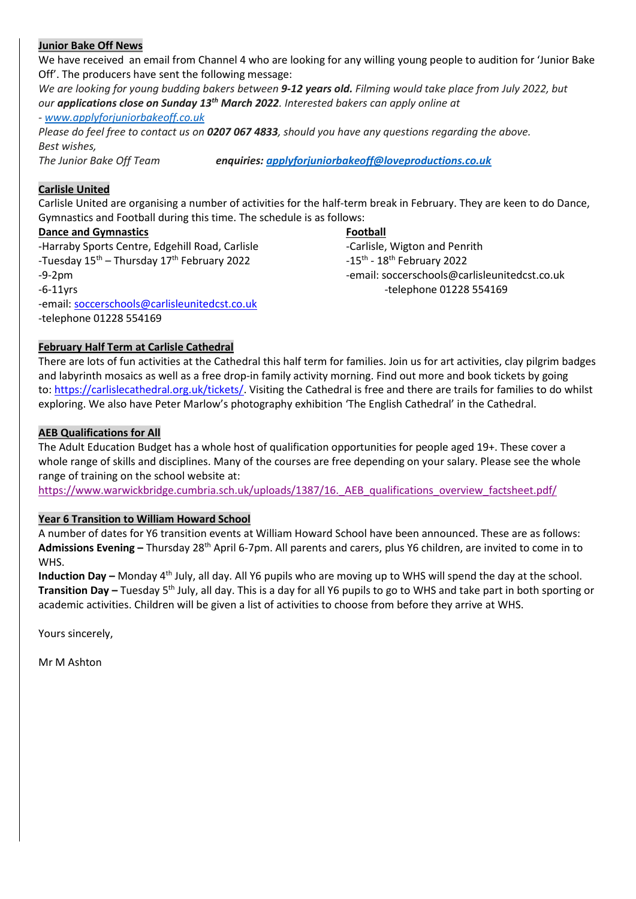**Junior Bake Off News**

We have received an email from Channel 4 who are looking for any willing young people to audition for 'Junior Bake Off'. The producers have sent the following message:

*We are looking for young budding bakers between **9-12 years old.** Filming would take place from July 2022, but our **applications close on Sunday 13th March 2022**. Interested bakers can apply online at*

*- www.applyforjuniorbakeoff.co.uk*

*Please do feel free to contact us on **0207 067 4833**, should you have any questions regarding the above.*

*Best wishes,*

*The Junior Bake Off Team* ***enquiries: applyforjuniorbakeoff@loveproductions.co.uk***

**Carlisle United**

Carlisle United are organising a number of activities for the half-term break in February. They are keen to do Dance, Gymnastics and Football during this time. The schedule is as follows:

**Dance and Gymnastics**

- Harraby Sports Centre, Edgehill Road, Carlisle
- Tuesday 15th – Thursday 17th February 2022
- 9-2pm
- 6-11yrs
- email: soccerschools@carlisleunitedcst.co.uk
- telephone 01228 554169

**Football**

- Carlisle, Wigton and Penrith
- 15th - 18th February 2022
- email: soccerschools@carlisleunitedcst.co.uk
- telephone 01228 554169

**February Half Term at Carlisle Cathedral**

There are lots of fun activities at the Cathedral this half term for families. Join us for art activities, clay pilgrim badges and labyrinth mosaics as well as a free drop-in family activity morning. Find out more and book tickets by going to: https://carlislecathedral.org.uk/tickets/. Visiting the Cathedral is free and there are trails for families to do whilst exploring. We also have Peter Marlow's photography exhibition 'The English Cathedral' in the Cathedral.

**AEB Qualifications for All**

The Adult Education Budget has a whole host of qualification opportunities for people aged 19+. These cover a whole range of skills and disciplines. Many of the courses are free depending on your salary. Please see the whole range of training on the school website at:

https://www.warwickbridge.cumbria.sch.uk/uploads/1387/16._AEB_qualifications_overview_factsheet.pdf/

**Year 6 Transition to William Howard School**

A number of dates for Y6 transition events at William Howard School have been announced. These are as follows:

**Admissions Evening –** Thursday 28th April 6-7pm. All parents and carers, plus Y6 children, are invited to come in to WHS.

**Induction Day –** Monday 4th July, all day. All Y6 pupils who are moving up to WHS will spend the day at the school.

**Transition Day –** Tuesday 5th July, all day. This is a day for all Y6 pupils to go to WHS and take part in both sporting or academic activities. Children will be given a list of activities to choose from before they arrive at WHS.

Yours sincerely,

Mr M Ashton